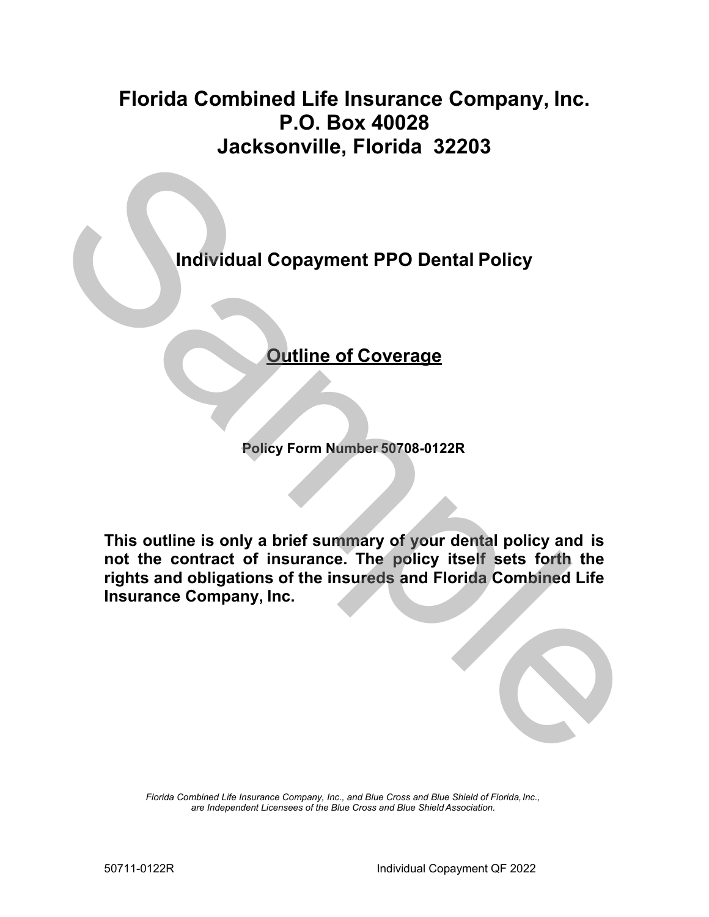# Florida Combined Life Insurance Company, Inc.
# P.O. Box 40028
# Jacksonville, Florida 32203

## Individual Copayment PPO Dental Policy

## Outline of Coverage

**Policy Form Number 50708-0122R**

**This outline is only a brief summary of your dental policy and is not the contract of insurance. The policy itself sets forth the rights and obligations of the insureds and Florida Combined Life Insurance Company, Inc.**

*Florida Combined Life Insurance Company, Inc., and Blue Cross and Blue Shield of Florida, Inc., are Independent Licensees of the Blue Cross and Blue Shield Association.*

50711-0122R Individual Copayment QF 2022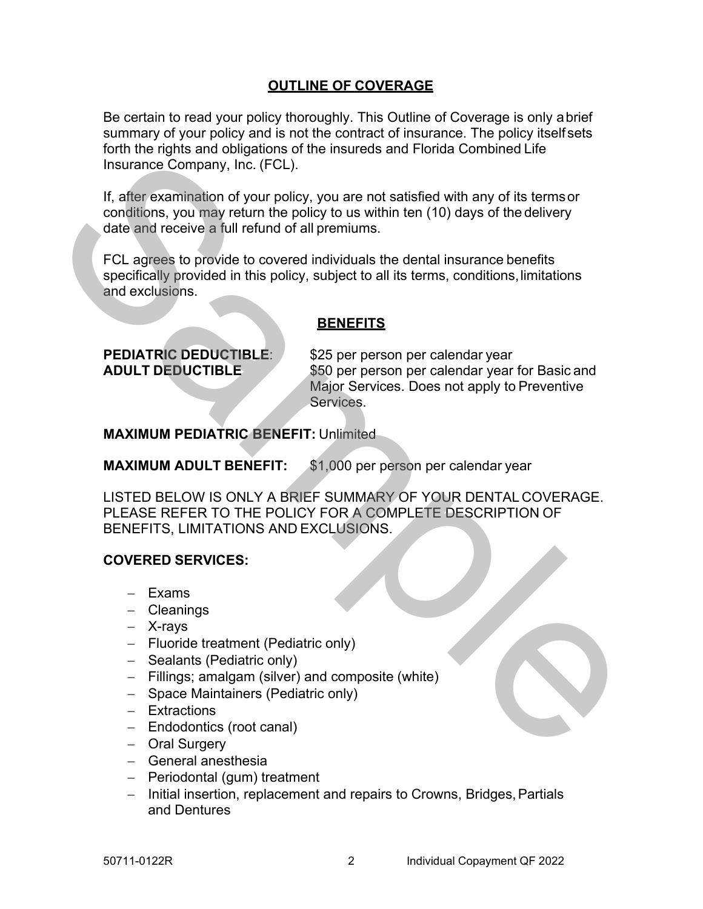## OUTLINE OF COVERAGE

Be certain to read your policy thoroughly. This Outline of Coverage is only a brief summary of your policy and is not the contract of insurance. The policy itself sets forth the rights and obligations of the insureds and Florida Combined Life Insurance Company, Inc. (FCL).

If, after examination of your policy, you are not satisfied with any of its terms or conditions, you may return the policy to us within ten (10) days of the delivery date and receive a full refund of all premiums.

FCL agrees to provide to covered individuals the dental insurance benefits specifically provided in this policy, subject to all its terms, conditions, limitations and exclusions.

### BENEFITS

**PEDIATRIC DEDUCTIBLE**: $25 per person per calendar year

**ADULT DEDUCTIBLE** $50 per person per calendar year for Basic and Major Services. Does not apply to Preventive Services.

**MAXIMUM PEDIATRIC BENEFIT:** Unlimited

**MAXIMUM ADULT BENEFIT:** $1,000 per person per calendar year

LISTED BELOW IS ONLY A BRIEF SUMMARY OF YOUR DENTAL COVERAGE. PLEASE REFER TO THE POLICY FOR A COMPLETE DESCRIPTION OF BENEFITS, LIMITATIONS AND EXCLUSIONS.

**COVERED SERVICES:**

- Exams
- Cleanings
- X-rays
- Fluoride treatment (Pediatric only)
- Sealants (Pediatric only)
- Fillings; amalgam (silver) and composite (white)
- Space Maintainers (Pediatric only)
- Extractions
- Endodontics (root canal)
- Oral Surgery
- General anesthesia
- Periodontal (gum) treatment
- Initial insertion, replacement and repairs to Crowns, Bridges, Partials and Dentures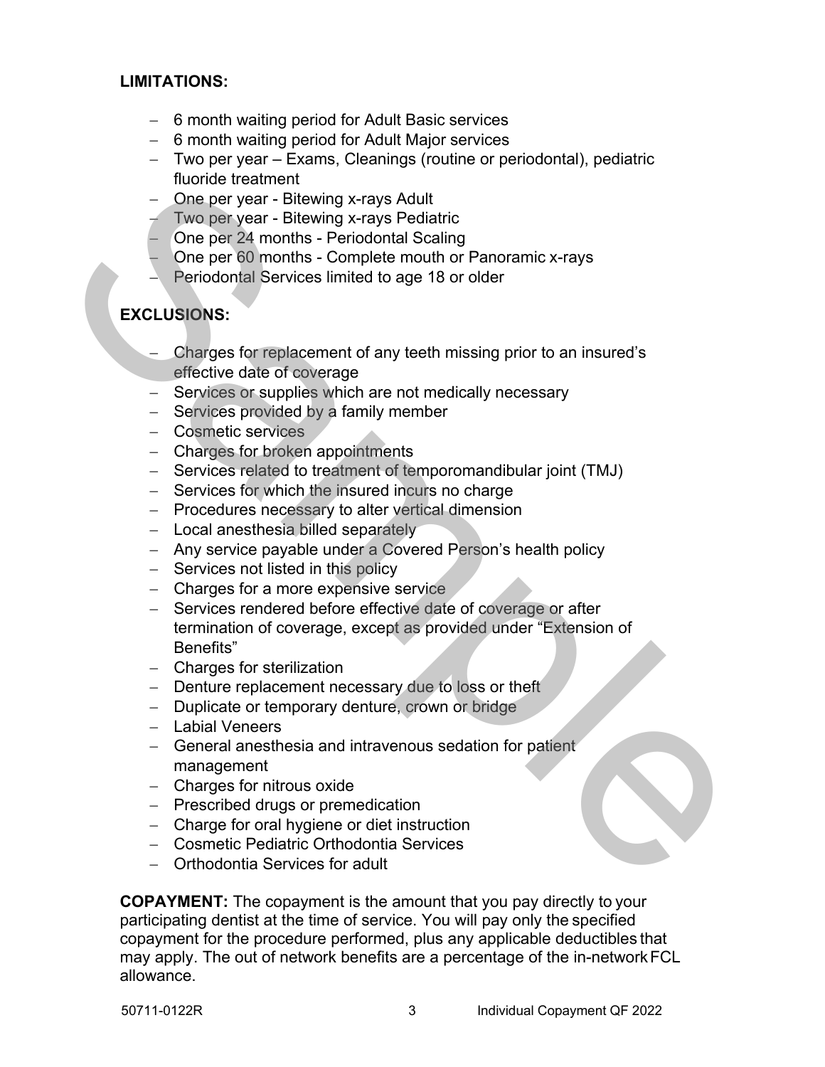**LIMITATIONS:**

- 6 month waiting period for Adult Basic services
- 6 month waiting period for Adult Major services
- Two per year – Exams, Cleanings (routine or periodontal), pediatric fluoride treatment
- One per year - Bitewing x-rays Adult
- Two per year - Bitewing x-rays Pediatric
- One per 24 months - Periodontal Scaling
- One per 60 months - Complete mouth or Panoramic x-rays
- Periodontal Services limited to age 18 or older

**EXCLUSIONS:**

- Charges for replacement of any teeth missing prior to an insured's effective date of coverage
- Services or supplies which are not medically necessary
- Services provided by a family member
- Cosmetic services
- Charges for broken appointments
- Services related to treatment of temporomandibular joint (TMJ)
- Services for which the insured incurs no charge
- Procedures necessary to alter vertical dimension
- Local anesthesia billed separately
- Any service payable under a Covered Person's health policy
- Services not listed in this policy
- Charges for a more expensive service
- Services rendered before effective date of coverage or after termination of coverage, except as provided under "Extension of Benefits"
- Charges for sterilization
- Denture replacement necessary due to loss or theft
- Duplicate or temporary denture, crown or bridge
- Labial Veneers
- General anesthesia and intravenous sedation for patient management
- Charges for nitrous oxide
- Prescribed drugs or premedication
- Charge for oral hygiene or diet instruction
- Cosmetic Pediatric Orthodontia Services
- Orthodontia Services for adult

**COPAYMENT:** The copayment is the amount that you pay directly to your participating dentist at the time of service. You will pay only the specified copayment for the procedure performed, plus any applicable deductibles that may apply. The out of network benefits are a percentage of the in-network FCL allowance.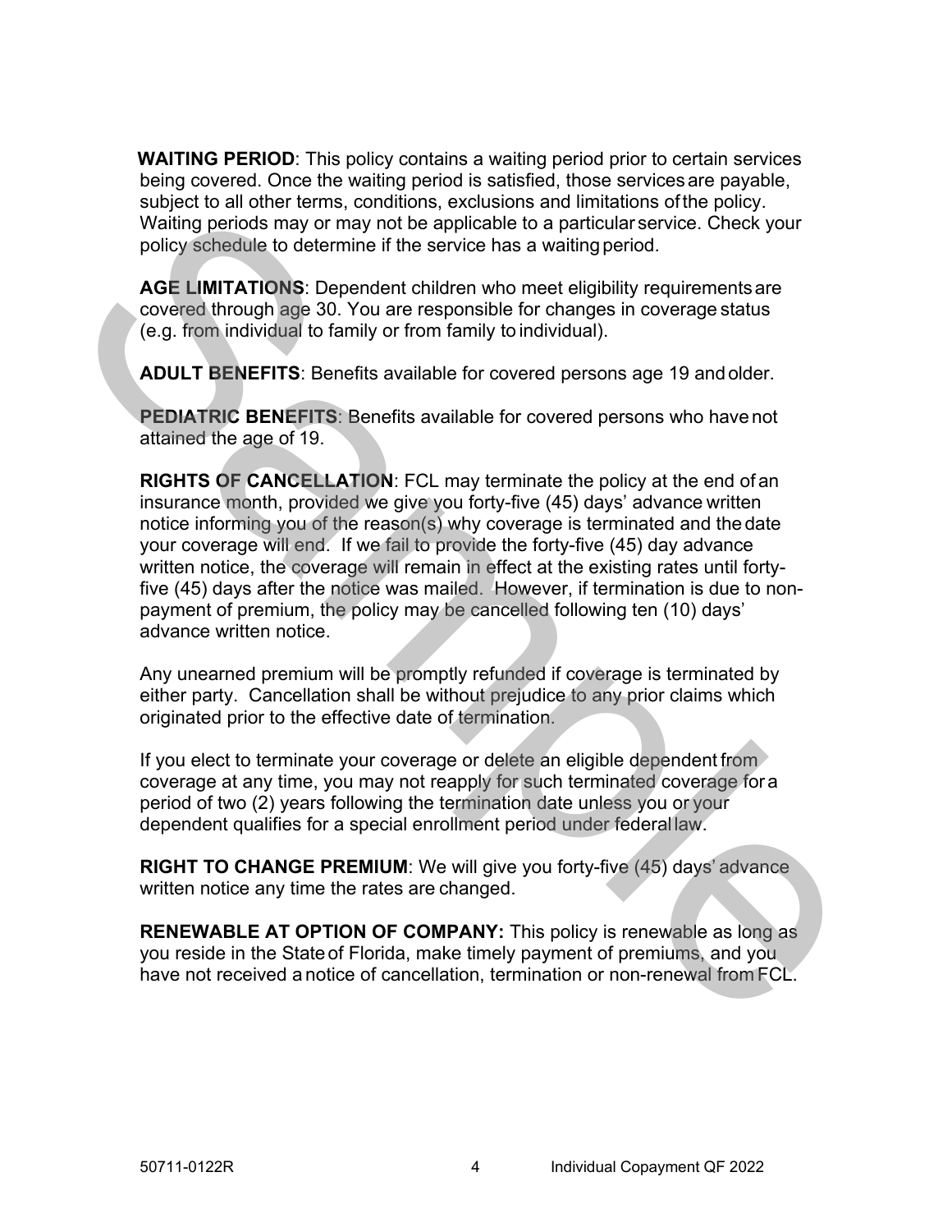**WAITING PERIOD**: This policy contains a waiting period prior to certain services being covered. Once the waiting period is satisfied, those services are payable, subject to all other terms, conditions, exclusions and limitations of the policy. Waiting periods may or may not be applicable to a particular service. Check your policy schedule to determine if the service has a waiting period.

**AGE LIMITATIONS**: Dependent children who meet eligibility requirements are covered through age 30. You are responsible for changes in coverage status (e.g. from individual to family or from family to individual).

**ADULT BENEFITS**: Benefits available for covered persons age 19 and older.

**PEDIATRIC BENEFITS**: Benefits available for covered persons who have not attained the age of 19.

**RIGHTS OF CANCELLATION**: FCL may terminate the policy at the end of an insurance month, provided we give you forty-five (45) days' advance written notice informing you of the reason(s) why coverage is terminated and the date your coverage will end. If we fail to provide the forty-five (45) day advance written notice, the coverage will remain in effect at the existing rates until forty-five (45) days after the notice was mailed. However, if termination is due to non-payment of premium, the policy may be cancelled following ten (10) days' advance written notice.

Any unearned premium will be promptly refunded if coverage is terminated by either party. Cancellation shall be without prejudice to any prior claims which originated prior to the effective date of termination.

If you elect to terminate your coverage or delete an eligible dependent from coverage at any time, you may not reapply for such terminated coverage for a period of two (2) years following the termination date unless you or your dependent qualifies for a special enrollment period under federal law.

**RIGHT TO CHANGE PREMIUM**: We will give you forty-five (45) days' advance written notice any time the rates are changed.

**RENEWABLE AT OPTION OF COMPANY:** This policy is renewable as long as you reside in the State of Florida, make timely payment of premiums, and you have not received a notice of cancellation, termination or non-renewal from FCL.